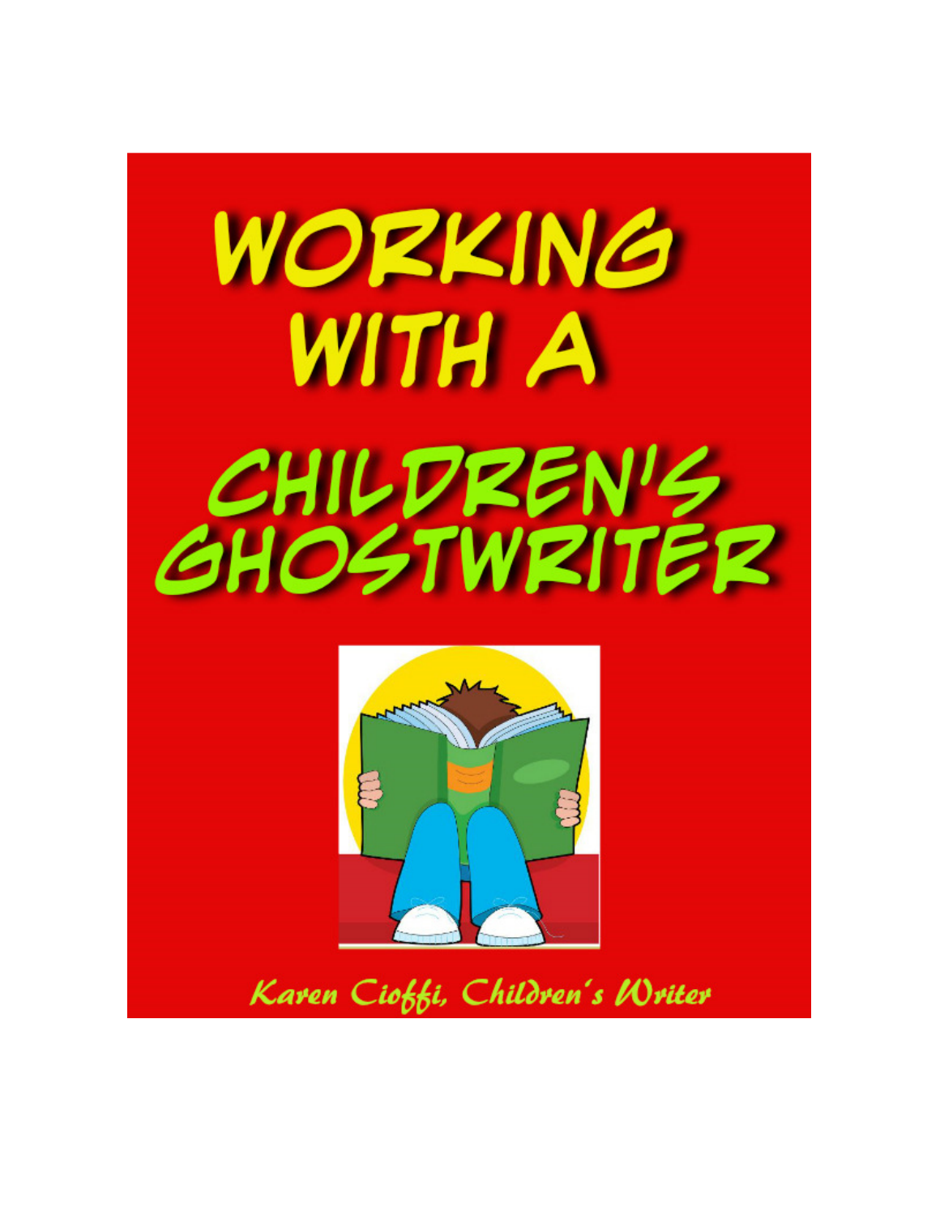# WORKING WITH A CHILDREN'S GHOSTWRITER

Karen Cioffi, Children's Writer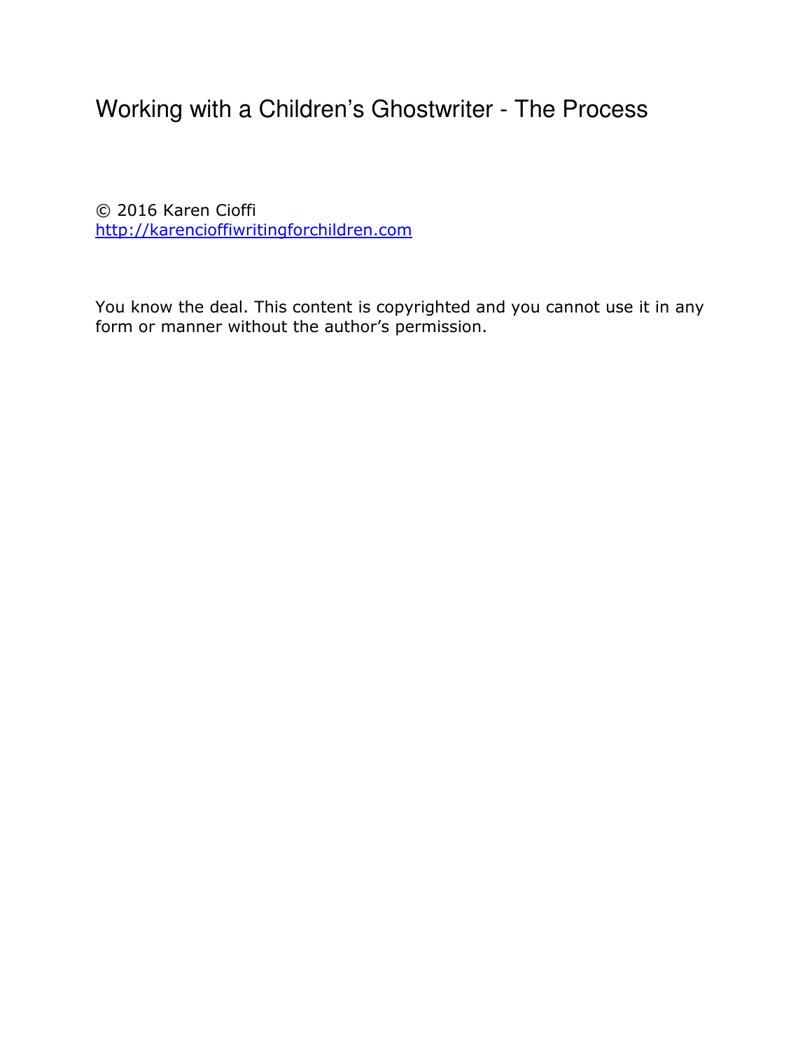# Working with a Children's Ghostwriter - The Process

© 2016 Karen Cioffi
[http://karencioffiwritingforchildren.com](http://karencioffiwritingforchildren.com)

You know the deal. This content is copyrighted and you cannot use it in any form or manner without the author's permission.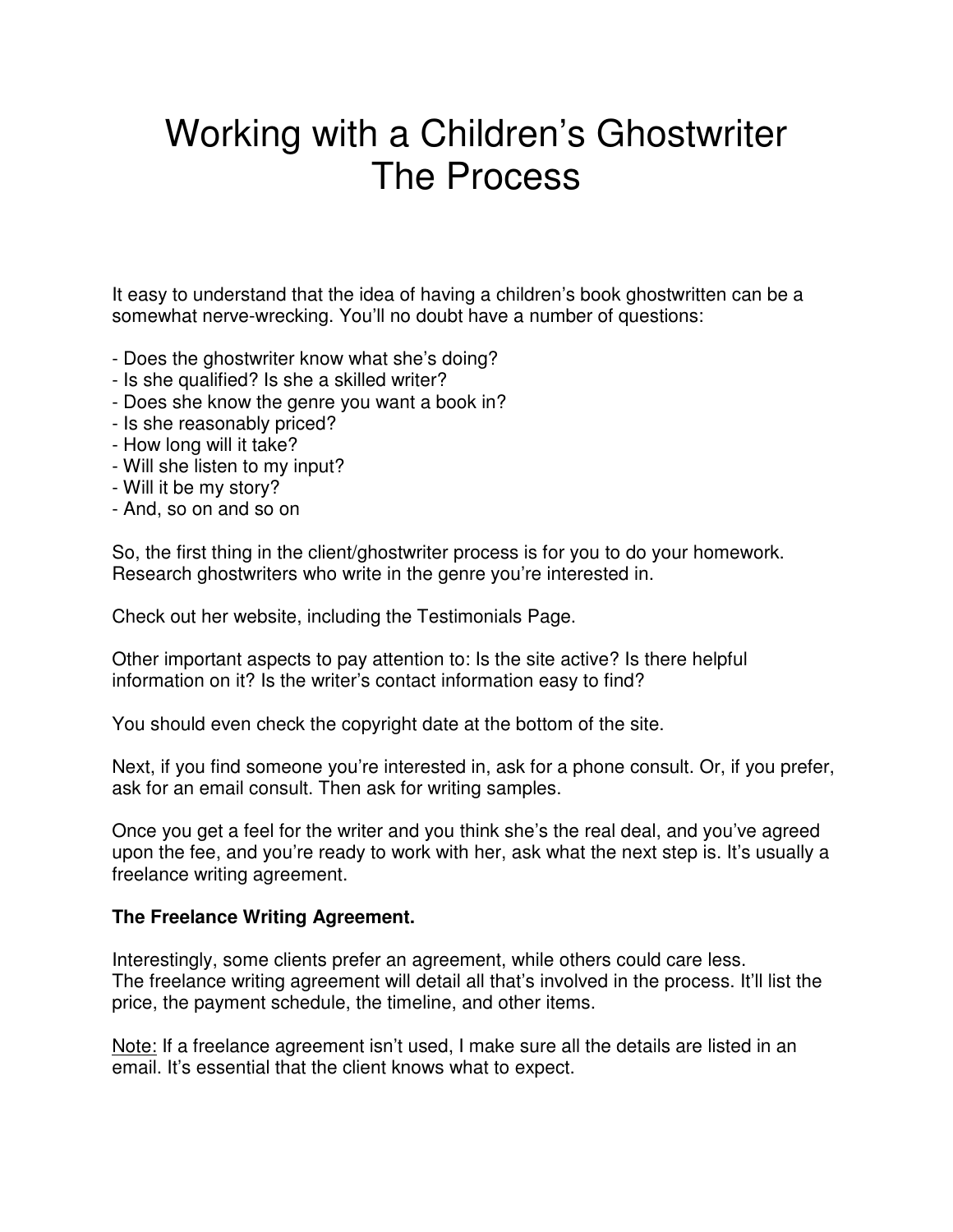# Working with a Children's Ghostwriter
# The Process

It easy to understand that the idea of having a children's book ghostwritten can be a somewhat nerve-wrecking. You'll no doubt have a number of questions:

- Does the ghostwriter know what she's doing?
- Is she qualified? Is she a skilled writer?
- Does she know the genre you want a book in?
- Is she reasonably priced?
- How long will it take?
- Will she listen to my input?
- Will it be my story?
- And, so on and so on

So, the first thing in the client/ghostwriter process is for you to do your homework. Research ghostwriters who write in the genre you're interested in.

Check out her website, including the Testimonials Page.

Other important aspects to pay attention to: Is the site active? Is there helpful information on it? Is the writer's contact information easy to find?

You should even check the copyright date at the bottom of the site.

Next, if you find someone you're interested in, ask for a phone consult. Or, if you prefer, ask for an email consult. Then ask for writing samples.

Once you get a feel for the writer and you think she's the real deal, and you've agreed upon the fee, and you're ready to work with her, ask what the next step is. It's usually a freelance writing agreement.

**The Freelance Writing Agreement.**

Interestingly, some clients prefer an agreement, while others could care less.
The freelance writing agreement will detail all that's involved in the process. It'll list the price, the payment schedule, the timeline, and other items.

<u>Note:</u> If a freelance agreement isn't used, I make sure all the details are listed in an email. It's essential that the client knows what to expect.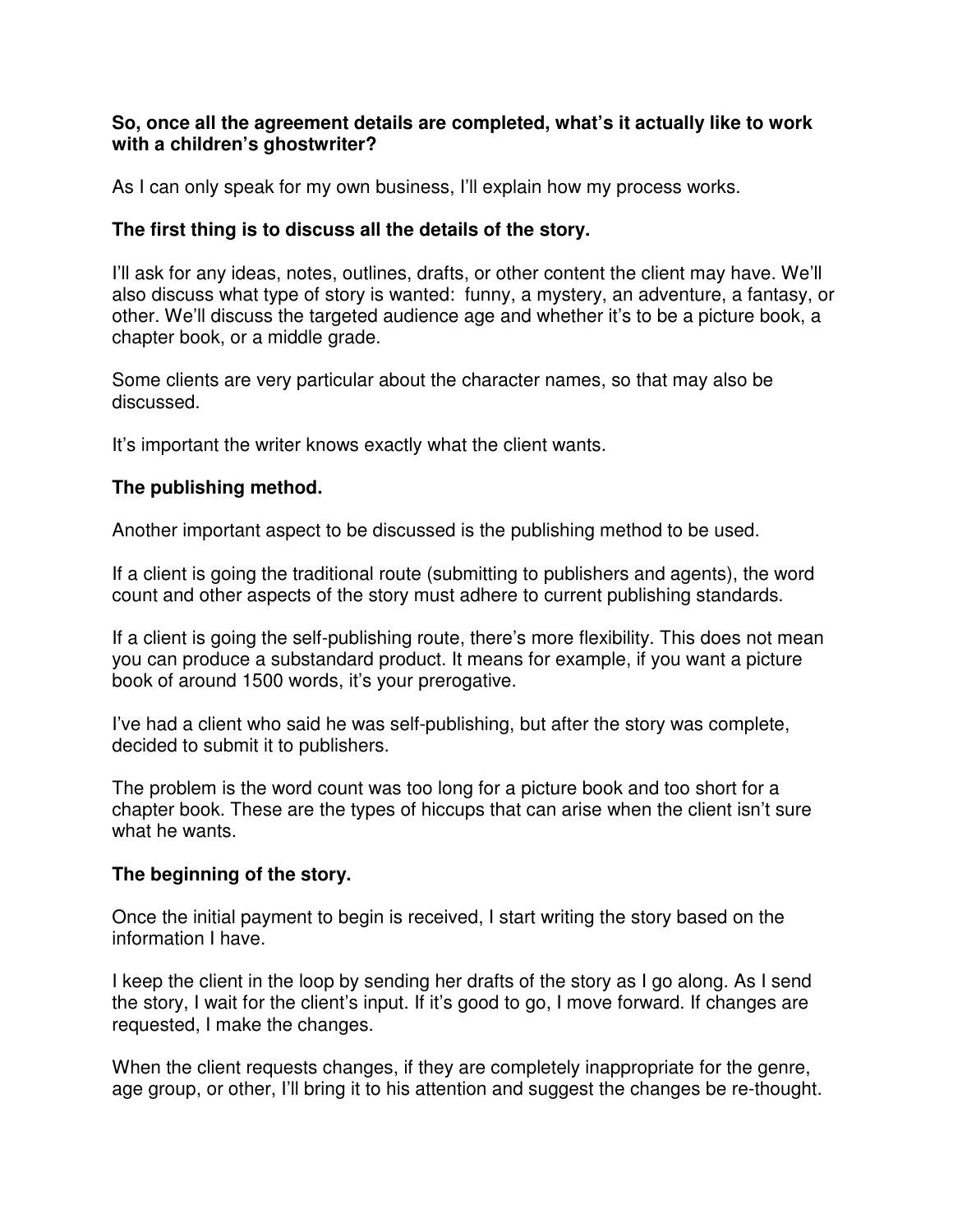**So, once all the agreement details are completed, what's it actually like to work with a children's ghostwriter?**

As I can only speak for my own business, I'll explain how my process works.

**The first thing is to discuss all the details of the story.**

I'll ask for any ideas, notes, outlines, drafts, or other content the client may have. We'll also discuss what type of story is wanted: funny, a mystery, an adventure, a fantasy, or other. We'll discuss the targeted audience age and whether it's to be a picture book, a chapter book, or a middle grade.

Some clients are very particular about the character names, so that may also be discussed.

It's important the writer knows exactly what the client wants.

**The publishing method.**

Another important aspect to be discussed is the publishing method to be used.

If a client is going the traditional route (submitting to publishers and agents), the word count and other aspects of the story must adhere to current publishing standards.

If a client is going the self-publishing route, there's more flexibility. This does not mean you can produce a substandard product. It means for example, if you want a picture book of around 1500 words, it's your prerogative.

I've had a client who said he was self-publishing, but after the story was complete, decided to submit it to publishers.

The problem is the word count was too long for a picture book and too short for a chapter book. These are the types of hiccups that can arise when the client isn't sure what he wants.

**The beginning of the story.**

Once the initial payment to begin is received, I start writing the story based on the information I have.

I keep the client in the loop by sending her drafts of the story as I go along. As I send the story, I wait for the client's input. If it's good to go, I move forward. If changes are requested, I make the changes.

When the client requests changes, if they are completely inappropriate for the genre, age group, or other, I'll bring it to his attention and suggest the changes be re-thought.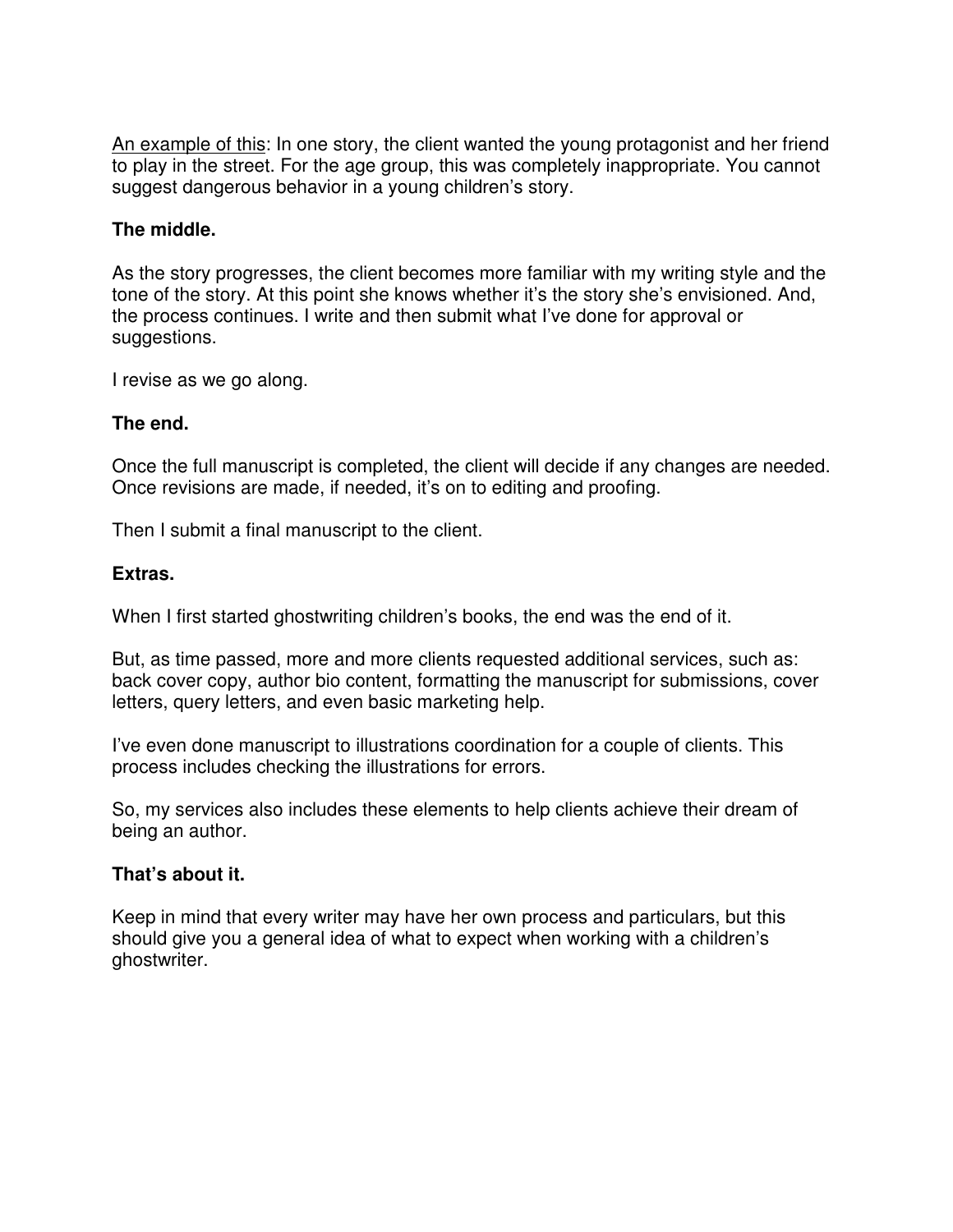<u>An example of this</u>: In one story, the client wanted the young protagonist and her friend to play in the street. For the age group, this was completely inappropriate. You cannot suggest dangerous behavior in a young children's story.

**The middle.**

As the story progresses, the client becomes more familiar with my writing style and the tone of the story. At this point she knows whether it's the story she's envisioned. And, the process continues. I write and then submit what I've done for approval or suggestions.

I revise as we go along.

**The end.**

Once the full manuscript is completed, the client will decide if any changes are needed. Once revisions are made, if needed, it's on to editing and proofing.

Then I submit a final manuscript to the client.

**Extras.**

When I first started ghostwriting children's books, the end was the end of it.

But, as time passed, more and more clients requested additional services, such as: back cover copy, author bio content, formatting the manuscript for submissions, cover letters, query letters, and even basic marketing help.

I've even done manuscript to illustrations coordination for a couple of clients. This process includes checking the illustrations for errors.

So, my services also includes these elements to help clients achieve their dream of being an author.

**That's about it.**

Keep in mind that every writer may have her own process and particulars, but this should give you a general idea of what to expect when working with a children's ghostwriter.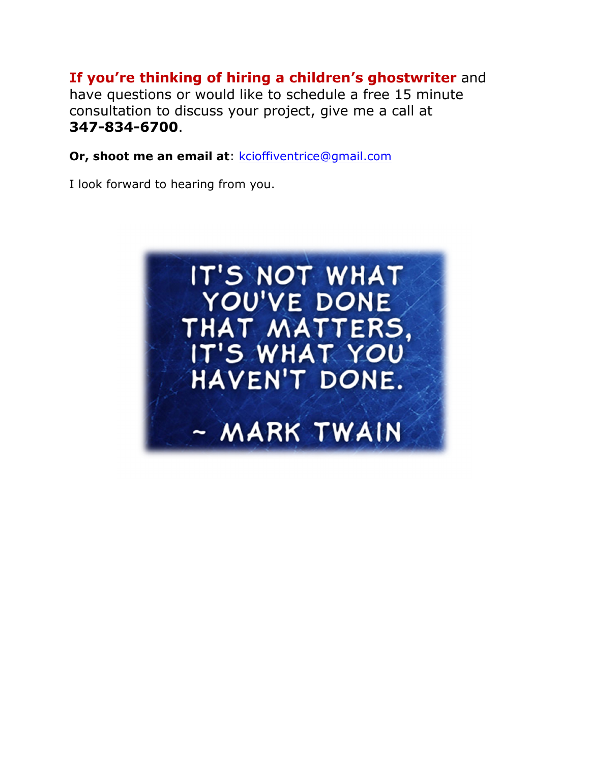**If you're thinking of hiring a children's ghostwriter** and have questions or would like to schedule a free 15 minute consultation to discuss your project, give me a call at **347-834-6700**.

**Or, shoot me an email at**: kcioffiventrice@gmail.com

I look forward to hearing from you.

IT'S NOT WHAT YOU'VE DONE THAT MATTERS, IT'S WHAT YOU HAVEN'T DONE.

~ MARK TWAIN